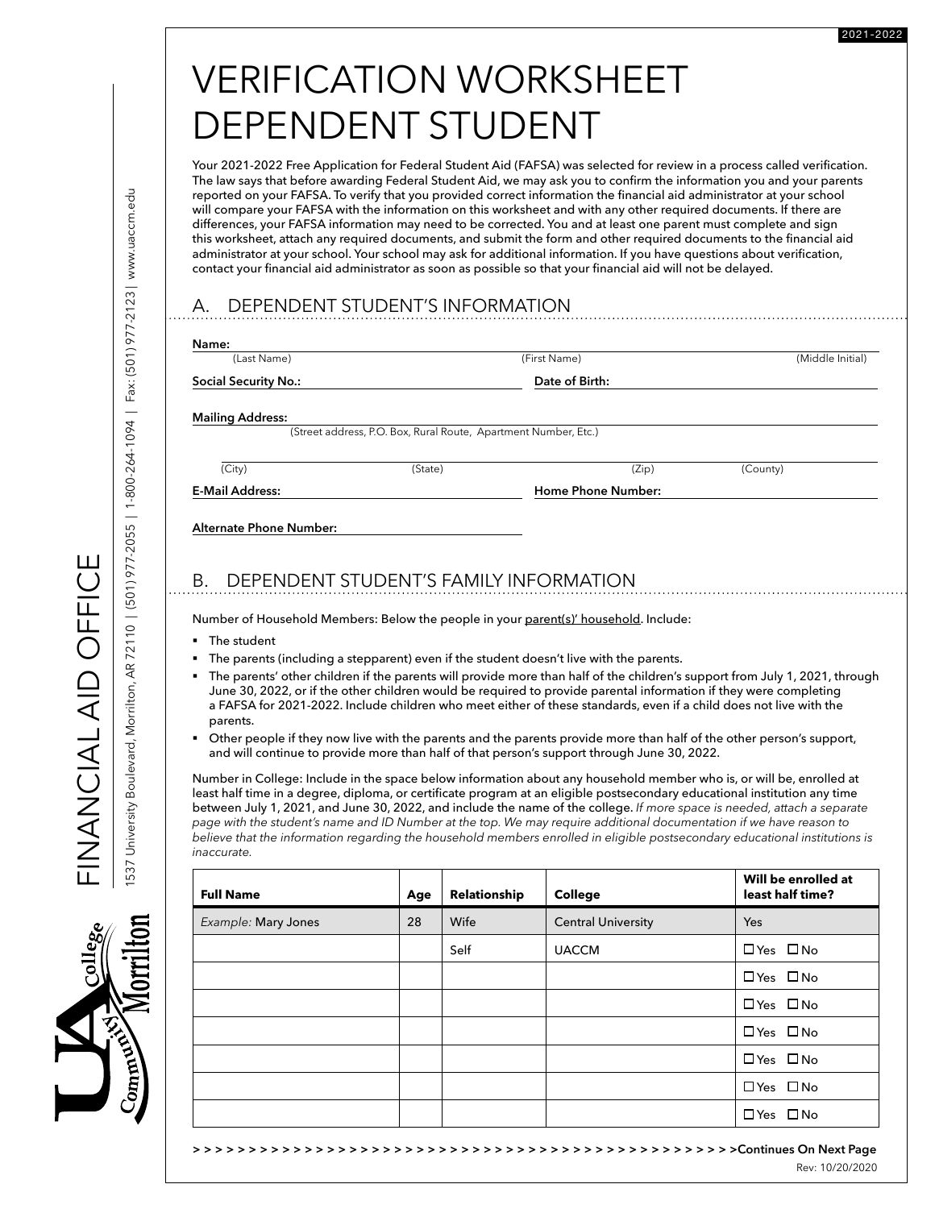# VERIFICATION WORKSHEET DEPENDENT STUDENT

Your 2021-2022 Free Application for Federal Student Aid (FAFSA) was selected for review in a process called verification. The law says that before awarding Federal Student Aid, we may ask you to confirm the information you and your parents reported on your FAFSA. To verify that you provided correct information the financial aid administrator at your school will compare your FAFSA with the information on this worksheet and with any other required documents. If there are differences, your FAFSA information may need to be corrected. You and at least one parent must complete and sign this worksheet, attach any required documents, and submit the form and other required documents to the financial aid administrator at your school. Your school may ask for additional information. If you have questions about verification, contact your financial aid administrator as soon as possible so that your financial aid will not be delayed.

## A. DEPENDENT STUDENT'S INFORMATION

**Name:** ______________________________
(Last Name) (First Name) (Middle Initial)

**Social Security No.:** ______________ **Date of Birth:** ______________

**Mailing Address:** ______________________________
(Street address, P.O. Box, Rural Route, Apartment Number, Etc.)

______________________________
(City) (State) (Zip) (County)

**E-Mail Address:** ______________ **Home Phone Number:** ______________

**Alternate Phone Number:** ______________

## B. DEPENDENT STUDENT'S FAMILY INFORMATION

Number of Household Members: Below the people in your parent(s)' household. Include:

- The student
- The parents (including a stepparent) even if the student doesn't live with the parents.
- The parents' other children if the parents will provide more than half of the children's support from July 1, 2021, through June 30, 2022, or if the other children would be required to provide parental information if they were completing a FAFSA for 2021-2022. Include children who meet either of these standards, even if a child does not live with the parents.
- Other people if they now live with the parents and the parents provide more than half of the other person's support, and will continue to provide more than half of that person's support through June 30, 2022.

Number in College: Include in the space below information about any household member who is, or will be, enrolled at least half time in a degree, diploma, or certificate program at an eligible postsecondary educational institution any time between July 1, 2021, and June 30, 2022, and include the name of the college. *If more space is needed, attach a separate page with the student's name and ID Number at the top. We may require additional documentation if we have reason to believe that the information regarding the household members enrolled in eligible postsecondary educational institutions is inaccurate.*

| Full Name | Age | Relationship | College | Will be enrolled at least half time? |
|---|---|---|---|---|
| *Example:* Mary Jones | 28 | Wife | Central University | Yes |
| | | Self | UACCM | ☐ Yes ☐ No |
| | | | | ☐ Yes ☐ No |
| | | | | ☐ Yes ☐ No |
| | | | | ☐ Yes ☐ No |
| | | | | ☐ Yes ☐ No |
| | | | | ☐ Yes ☐ No |
| | | | | ☐ Yes ☐ No |

Continues On Next Page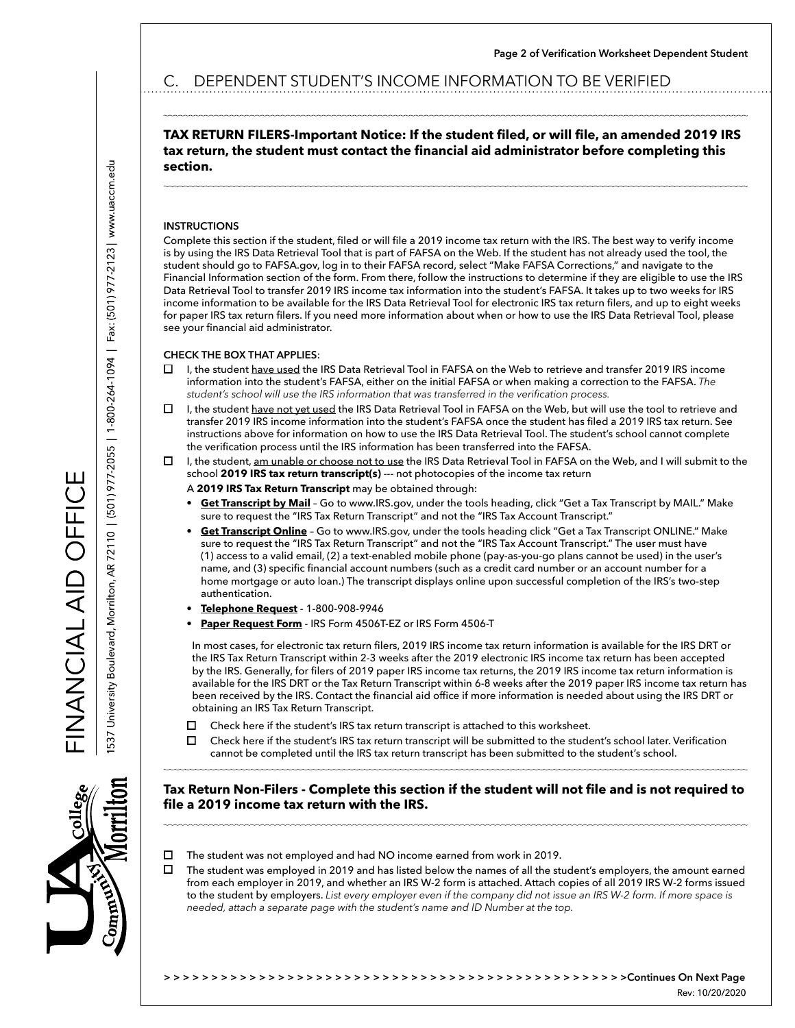## C. DEPENDENT STUDENT'S INCOME INFORMATION TO BE VERIFIED

**TAX RETURN FILERS-Important Notice: If the student filed, or will file, an amended 2019 IRS tax return, the student must contact the financial aid administrator before completing this section.**

**INSTRUCTIONS**

Complete this section if the student, filed or will file a 2019 income tax return with the IRS. The best way to verify income is by using the IRS Data Retrieval Tool that is part of FAFSA on the Web. If the student has not already used the tool, the student should go to FAFSA.gov, log in to their FAFSA record, select "Make FAFSA Corrections," and navigate to the Financial Information section of the form. From there, follow the instructions to determine if they are eligible to use the IRS Data Retrieval Tool to transfer 2019 IRS income tax information into the student's FAFSA. It takes up to two weeks for IRS income information to be available for the IRS Data Retrieval Tool for electronic IRS tax return filers, and up to eight weeks for paper IRS tax return filers. If you need more information about when or how to use the IRS Data Retrieval Tool, please see your financial aid administrator.

**CHECK THE BOX THAT APPLIES**:

- ☐ I, the student have used the IRS Data Retrieval Tool in FAFSA on the Web to retrieve and transfer 2019 IRS income information into the student's FAFSA, either on the initial FAFSA or when making a correction to the FAFSA. *The student's school will use the IRS information that was transferred in the verification process.*
- ☐ I, the student have not yet used the IRS Data Retrieval Tool in FAFSA on the Web, but will use the tool to retrieve and transfer 2019 IRS income information into the student's FAFSA once the student has filed a 2019 IRS tax return. See instructions above for information on how to use the IRS Data Retrieval Tool. The student's school cannot complete the verification process until the IRS information has been transferred into the FAFSA.
- ☐ I, the student, am unable or choose not to use the IRS Data Retrieval Tool in FAFSA on the Web, and I will submit to the school **2019 IRS tax return transcript(s)** --- not photocopies of the income tax return

  A **2019 IRS Tax Return Transcript** may be obtained through:

  - **Get Transcript by Mail** – Go to www.IRS.gov, under the tools heading, click "Get a Tax Transcript by MAIL." Make sure to request the "IRS Tax Return Transcript" and not the "IRS Tax Account Transcript."
  - **Get Transcript Online** – Go to www.IRS.gov, under the tools heading click "Get a Tax Transcript ONLINE." Make sure to request the "IRS Tax Return Transcript" and not the "IRS Tax Account Transcript." The user must have (1) access to a valid email, (2) a text-enabled mobile phone (pay-as-you-go plans cannot be used) in the user's name, and (3) specific financial account numbers (such as a credit card number or an account number for a home mortgage or auto loan.) The transcript displays online upon successful completion of the IRS's two-step authentication.
  - **Telephone Request** - 1-800-908-9946
  - **Paper Request Form** - IRS Form 4506T-EZ or IRS Form 4506-T

  In most cases, for electronic tax return filers, 2019 IRS income tax return information is available for the IRS DRT or the IRS Tax Return Transcript within 2-3 weeks after the 2019 electronic IRS income tax return has been accepted by the IRS. Generally, for filers of 2019 paper IRS income tax returns, the 2019 IRS income tax return information is available for the IRS DRT or the Tax Return Transcript within 6-8 weeks after the 2019 paper IRS income tax return has been received by the IRS. Contact the financial aid office if more information is needed about using the IRS DRT or obtaining an IRS Tax Return Transcript.

  - ☐ Check here if the student's IRS tax return transcript is attached to this worksheet.
  - ☐ Check here if the student's IRS tax return transcript will be submitted to the student's school later. Verification cannot be completed until the IRS tax return transcript has been submitted to the student's school.

**Tax Return Non-Filers - Complete this section if the student will not file and is not required to file a 2019 income tax return with the IRS.**

- ☐ The student was not employed and had NO income earned from work in 2019.
- ☐ The student was employed in 2019 and has listed below the names of all the student's employers, the amount earned from each employer in 2019, and whether an IRS W-2 form is attached. Attach copies of all 2019 IRS W-2 forms issued to the student by employers. *List every employer even if the company did not issue an IRS W-2 form. If more space is needed, attach a separate page with the student's name and ID Number at the top.*

>>>>>>>>>>>>>>>>>>>>>>>>>>>>>>>>>>>>>>>>>>>>>>>>>>>>>>>>Continues On Next Page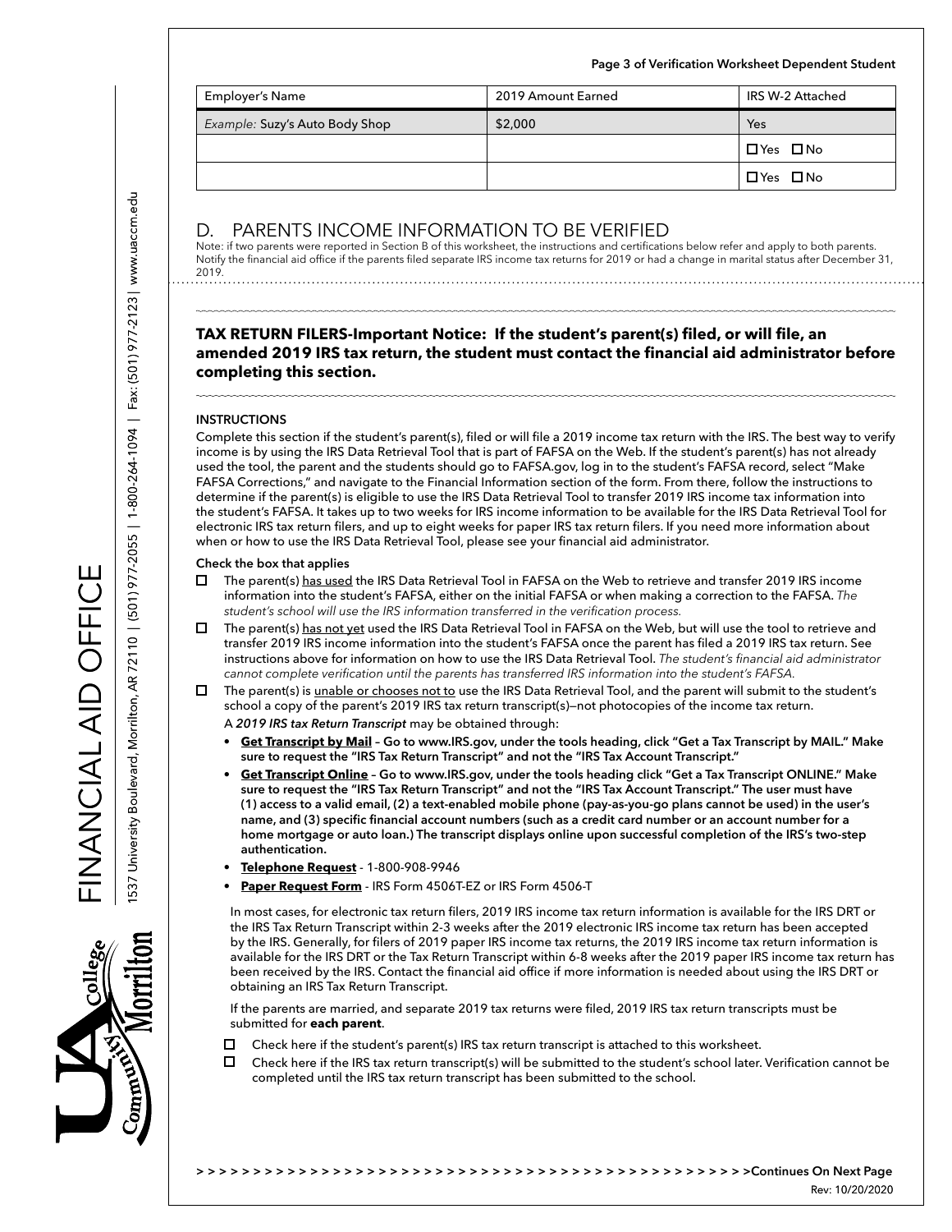| Employer's Name | 2019 Amount Earned | IRS W-2 Attached |
|---|---|---|
| *Example:* Suzy's Auto Body Shop | $2,000 | Yes |
| | | ☐Yes ☐No |
| | | ☐Yes ☐No |

## D. PARENTS INCOME INFORMATION TO BE VERIFIED

Note: if two parents were reported in Section B of this worksheet, the instructions and certifications below refer and apply to both parents. Notify the financial aid office if the parents filed separate IRS income tax returns for 2019 or had a change in marital status after December 31, 2019.

**TAX RETURN FILERS-Important Notice: If the student's parent(s) filed, or will file, an amended 2019 IRS tax return, the student must contact the financial aid administrator before completing this section.**

**INSTRUCTIONS**

Complete this section if the student's parent(s), filed or will file a 2019 income tax return with the IRS. The best way to verify income is by using the IRS Data Retrieval Tool that is part of FAFSA on the Web. If the student's parent(s) has not already used the tool, the parent and the students should go to FAFSA.gov, log in to the student's FAFSA record, select "Make FAFSA Corrections," and navigate to the Financial Information section of the form. From there, follow the instructions to determine if the parent(s) is eligible to use the IRS Data Retrieval Tool to transfer 2019 IRS income tax information into the student's FAFSA. It takes up to two weeks for IRS income information to be available for the IRS Data Retrieval Tool for electronic IRS tax return filers, and up to eight weeks for paper IRS tax return filers. If you need more information about when or how to use the IRS Data Retrieval Tool, please see your financial aid administrator.

**Check the box that applies**

☐ The parent(s) has used the IRS Data Retrieval Tool in FAFSA on the Web to retrieve and transfer 2019 IRS income information into the student's FAFSA, either on the initial FAFSA or when making a correction to the FAFSA. *The student's school will use the IRS information transferred in the verification process.*

☐ The parent(s) has not yet used the IRS Data Retrieval Tool in FAFSA on the Web, but will use the tool to retrieve and transfer 2019 IRS income information into the student's FAFSA once the parent has filed a 2019 IRS tax return. See instructions above for information on how to use the IRS Data Retrieval Tool. *The student's financial aid administrator cannot complete verification until the parents has transferred IRS information into the student's FAFSA.*

☐ The parent(s) is unable or chooses not to use the IRS Data Retrieval Tool, and the parent will submit to the student's school a copy of the parent's 2019 IRS tax return transcript(s)—not photocopies of the income tax return.

A ***2019 IRS tax Return Transcript*** may be obtained through:

- **Get Transcript by Mail – Go to www.IRS.gov, under the tools heading, click "Get a Tax Transcript by MAIL." Make sure to request the "IRS Tax Return Transcript" and not the "IRS Tax Account Transcript."**
- **Get Transcript Online – Go to www.IRS.gov, under the tools heading click "Get a Tax Transcript ONLINE." Make sure to request the "IRS Tax Return Transcript" and not the "IRS Tax Account Transcript." The user must have (1) access to a valid email, (2) a text-enabled mobile phone (pay-as-you-go plans cannot be used) in the user's name, and (3) specific financial account numbers (such as a credit card number or an account number for a home mortgage or auto loan.) The transcript displays online upon successful completion of the IRS's two-step authentication.**
- **Telephone Request** - 1-800-908-9946
- **Paper Request Form** - IRS Form 4506T-EZ or IRS Form 4506-T

In most cases, for electronic tax return filers, 2019 IRS income tax return information is available for the IRS DRT or the IRS Tax Return Transcript within 2-3 weeks after the 2019 electronic IRS income tax return has been accepted by the IRS. Generally, for filers of 2019 paper IRS income tax returns, the 2019 IRS income tax return information is available for the IRS DRT or the Tax Return Transcript within 6-8 weeks after the 2019 paper IRS income tax return has been received by the IRS. Contact the financial aid office if more information is needed about using the IRS DRT or obtaining an IRS Tax Return Transcript.

If the parents are married, and separate 2019 tax returns were filed, 2019 IRS tax return transcripts must be submitted for **each parent**.

☐ Check here if the student's parent(s) IRS tax return transcript is attached to this worksheet.

☐ Check here if the IRS tax return transcript(s) will be submitted to the student's school later. Verification cannot be completed until the IRS tax return transcript has been submitted to the school.

**Continues On Next Page**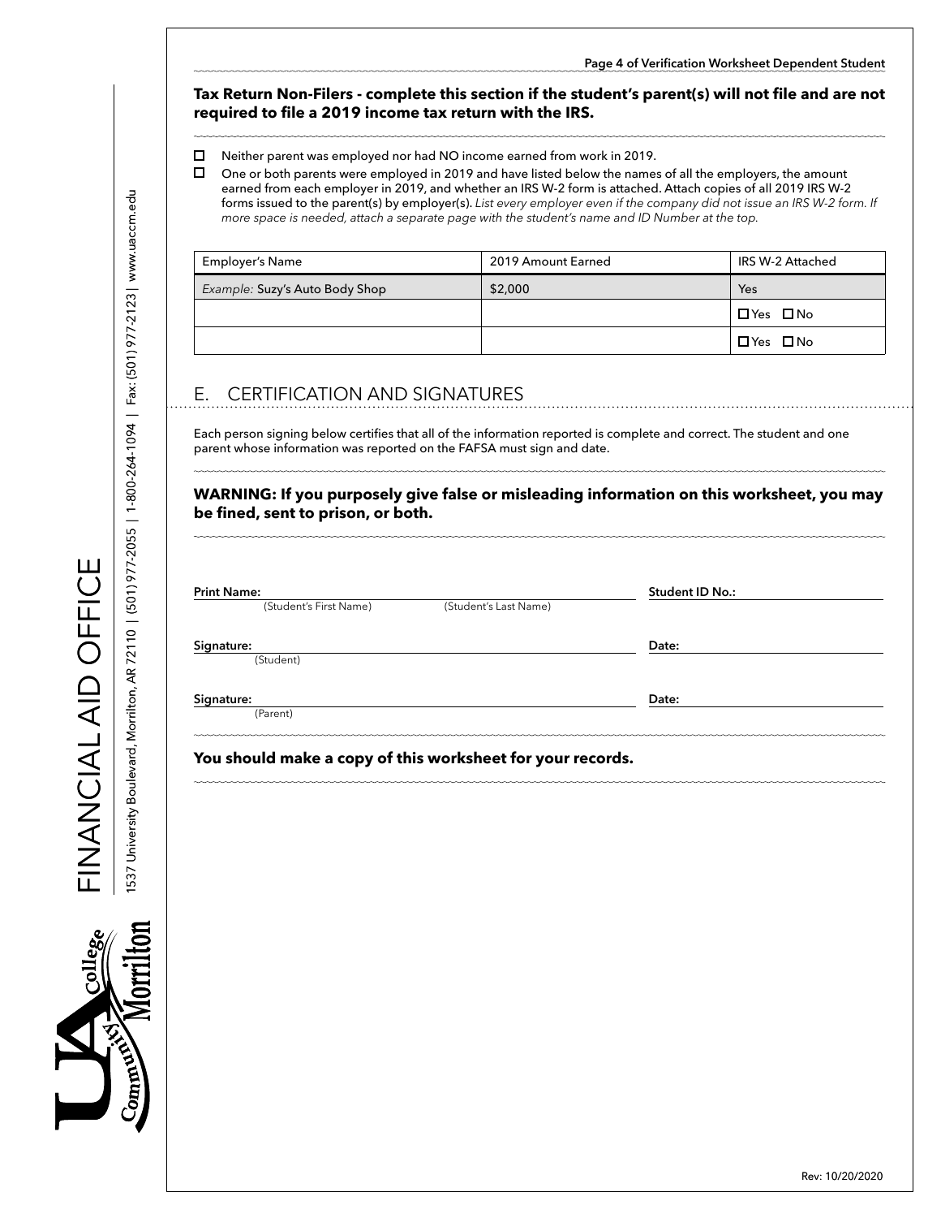**Tax Return Non-Filers - complete this section if the student's parent(s) will not file and are not required to file a 2019 income tax return with the IRS.**

- ☐ Neither parent was employed nor had NO income earned from work in 2019.
- ☐ One or both parents were employed in 2019 and have listed below the names of all the employers, the amount earned from each employer in 2019, and whether an IRS W-2 form is attached. Attach copies of all 2019 IRS W-2 forms issued to the parent(s) by employer(s). *List every employer even if the company did not issue an IRS W-2 form. If more space is needed, attach a separate page with the student's name and ID Number at the top.*

| Employer's Name | 2019 Amount Earned | IRS W-2 Attached |
|---|---|---|
| *Example:* Suzy's Auto Body Shop | $2,000 | Yes |
| | | ☐ Yes ☐ No |
| | | ☐ Yes ☐ No |

## E. CERTIFICATION AND SIGNATURES

Each person signing below certifies that all of the information reported is complete and correct. The student and one parent whose information was reported on the FAFSA must sign and date.

**WARNING: If you purposely give false or misleading information on this worksheet, you may be fined, sent to prison, or both.**

**Print Name:** ______________________________ **Student ID No.:** ______________
(Student's First Name) (Student's Last Name)

**Signature:** ______________________________ **Date:** ______________
(Student)

**Signature:** ______________________________ **Date:** ______________
(Parent)

**You should make a copy of this worksheet for your records.**

Rev: 10/20/2020